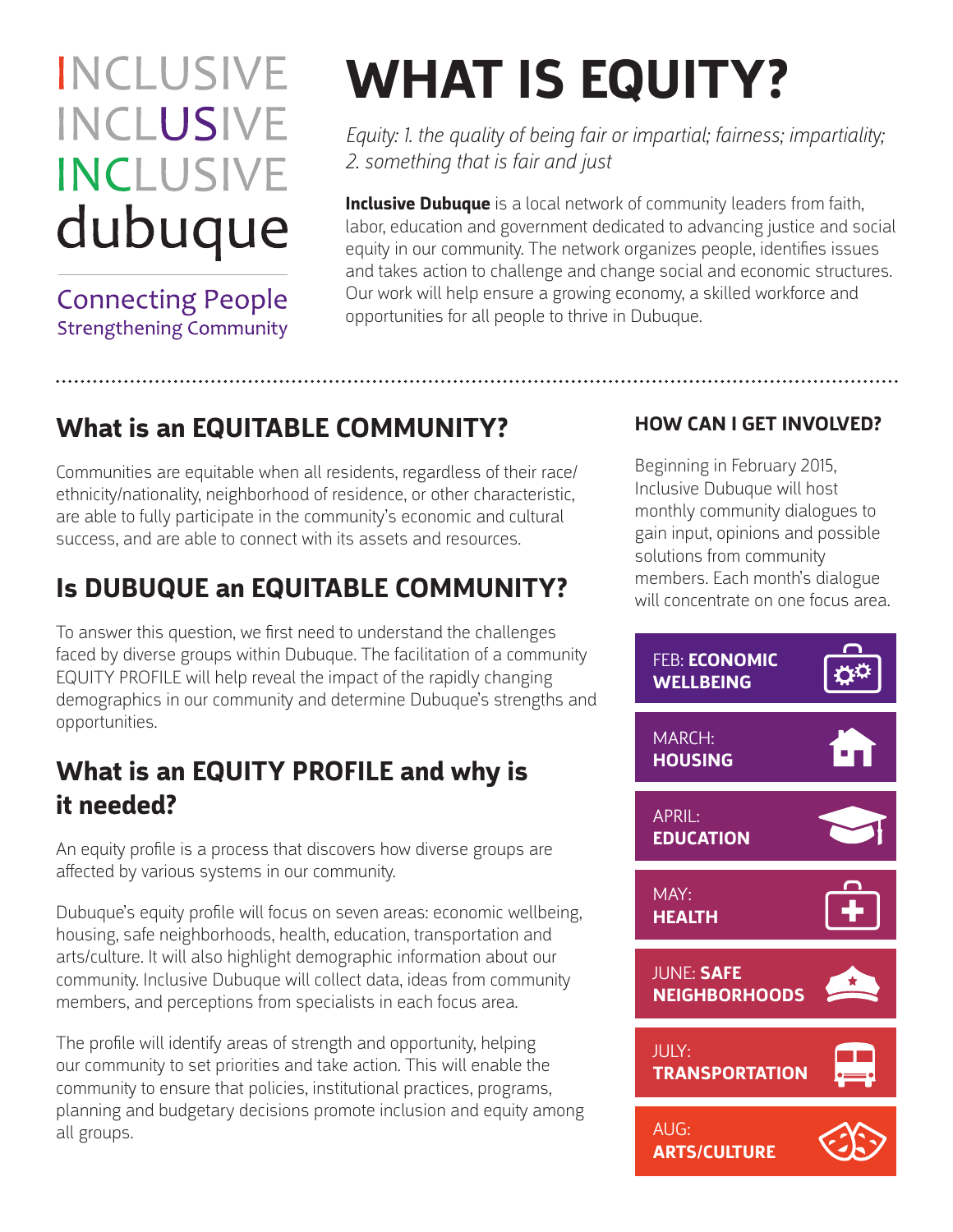INCLUSIVE
INCLUSIVE
INCLUSIVE
dubuque

Connecting People
Strengthening Community

# WHAT IS EQUITY?

*Equity: 1. the quality of being fair or impartial; fairness; impartiality; 2. something that is fair and just*

**Inclusive Dubuque** is a local network of community leaders from faith, labor, education and government dedicated to advancing justice and social equity in our community. The network organizes people, identifies issues and takes action to challenge and change social and economic structures. Our work will help ensure a growing economy, a skilled workforce and opportunities for all people to thrive in Dubuque.

## What is an EQUITABLE COMMUNITY?

Communities are equitable when all residents, regardless of their race/ethnicity/nationality, neighborhood of residence, or other characteristic, are able to fully participate in the community's economic and cultural success, and are able to connect with its assets and resources.

## Is DUBUQUE an EQUITABLE COMMUNITY?

To answer this question, we first need to understand the challenges faced by diverse groups within Dubuque. The facilitation of a community EQUITY PROFILE will help reveal the impact of the rapidly changing demographics in our community and determine Dubuque's strengths and opportunities.

## What is an EQUITY PROFILE and why is it needed?

An equity profile is a process that discovers how diverse groups are affected by various systems in our community.

Dubuque's equity profile will focus on seven areas: economic wellbeing, housing, safe neighborhoods, health, education, transportation and arts/culture. It will also highlight demographic information about our community. Inclusive Dubuque will collect data, ideas from community members, and perceptions from specialists in each focus area.

The profile will identify areas of strength and opportunity, helping our community to set priorities and take action. This will enable the community to ensure that policies, institutional practices, programs, planning and budgetary decisions promote inclusion and equity among all groups.

### HOW CAN I GET INVOLVED?

Beginning in February 2015, Inclusive Dubuque will host monthly community dialogues to gain input, opinions and possible solutions from community members. Each month's dialogue will concentrate on one focus area.

- FEB: **ECONOMIC WELLBEING**
- MARCH: **HOUSING**
- APRIL: **EDUCATION**
- MAY: **HEALTH**
- JUNE: **SAFE NEIGHBORHOODS**
- JULY: **TRANSPORTATION**
- AUG: **ARTS/CULTURE**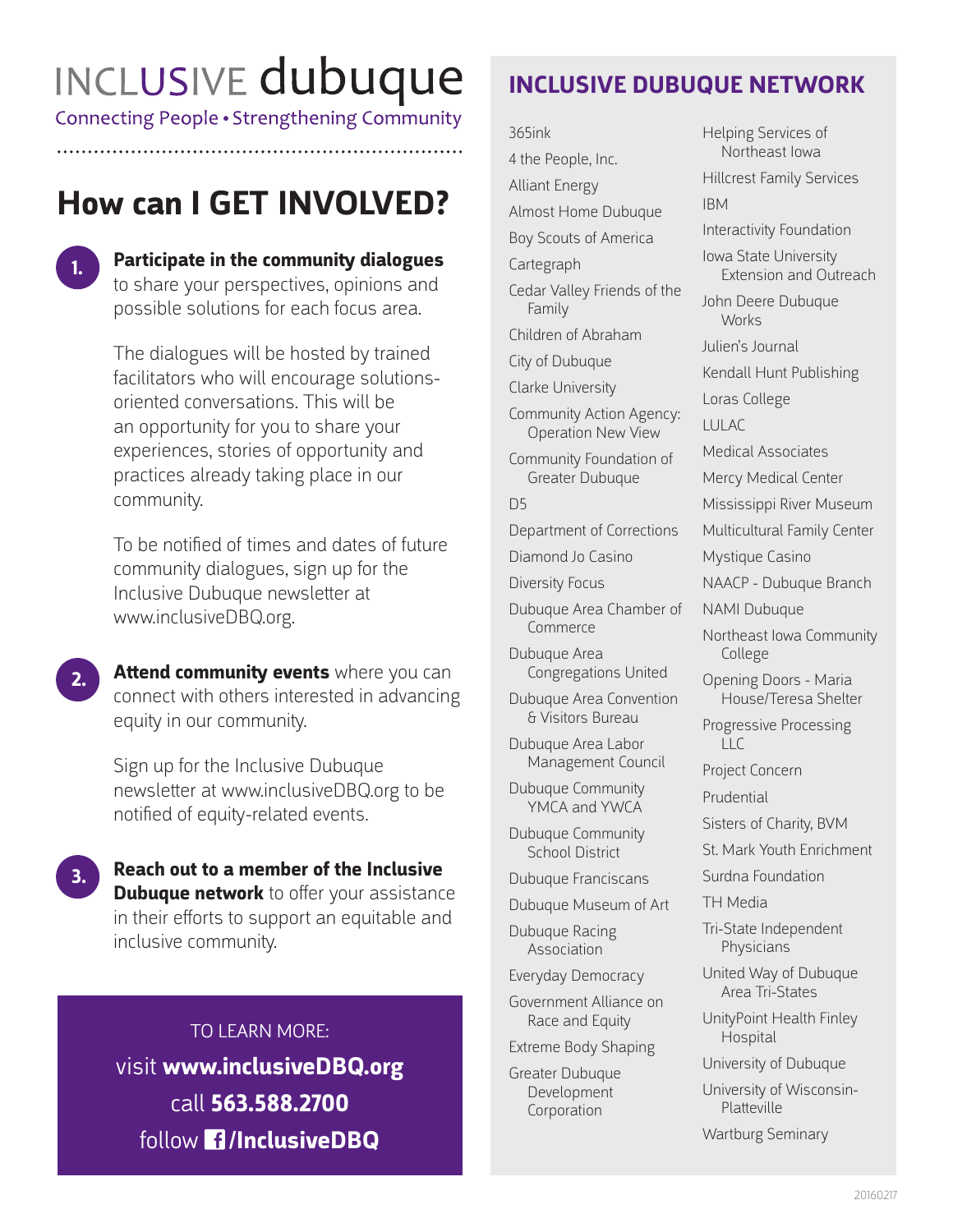# INCLUSIVE dubuque

Connecting People • Strengthening Community

## How can I GET INVOLVED?

1. **Participate in the community dialogues** to share your perspectives, opinions and possible solutions for each focus area.

   The dialogues will be hosted by trained facilitators who will encourage solutions-oriented conversations. This will be an opportunity for you to share your experiences, stories of opportunity and practices already taking place in our community.

   To be notified of times and dates of future community dialogues, sign up for the Inclusive Dubuque newsletter at www.inclusiveDBQ.org.

2. **Attend community events** where you can connect with others interested in advancing equity in our community.

   Sign up for the Inclusive Dubuque newsletter at www.inclusiveDBQ.org to be notified of equity-related events.

3. **Reach out to a member of the Inclusive Dubuque network** to offer your assistance in their efforts to support an equitable and inclusive community.

TO LEARN MORE:
visit **www.inclusiveDBQ.org**
call **563.588.2700**
follow **/InclusiveDBQ**

## INCLUSIVE DUBUQUE NETWORK

- 365ink
- 4 the People, Inc.
- Alliant Energy
- Almost Home Dubuque
- Boy Scouts of America
- Cartegraph
- Cedar Valley Friends of the Family
- Children of Abraham
- City of Dubuque
- Clarke University
- Community Action Agency: Operation New View
- Community Foundation of Greater Dubuque
- D5
- Department of Corrections
- Diamond Jo Casino
- Diversity Focus
- Dubuque Area Chamber of Commerce
- Dubuque Area Congregations United
- Dubuque Area Convention & Visitors Bureau
- Dubuque Area Labor Management Council
- Dubuque Community YMCA and YWCA
- Dubuque Community School District
- Dubuque Franciscans
- Dubuque Museum of Art
- Dubuque Racing Association
- Everyday Democracy
- Government Alliance on Race and Equity
- Extreme Body Shaping
- Greater Dubuque Development Corporation
- Helping Services of Northeast Iowa
- Hillcrest Family Services
- IBM
- Interactivity Foundation
- Iowa State University Extension and Outreach
- John Deere Dubuque Works
- Julien's Journal
- Kendall Hunt Publishing
- Loras College
- LULAC
- Medical Associates
- Mercy Medical Center
- Mississippi River Museum
- Multicultural Family Center
- Mystique Casino
- NAACP - Dubuque Branch
- NAMI Dubuque
- Northeast Iowa Community College
- Opening Doors - Maria House/Teresa Shelter
- Progressive Processing LLC
- Project Concern
- Prudential
- Sisters of Charity, BVM
- St. Mark Youth Enrichment
- Surdna Foundation
- TH Media
- Tri-State Independent Physicians
- United Way of Dubuque Area Tri-States
- UnityPoint Health Finley Hospital
- University of Dubuque
- University of Wisconsin-Platteville
- Wartburg Seminary

20160217